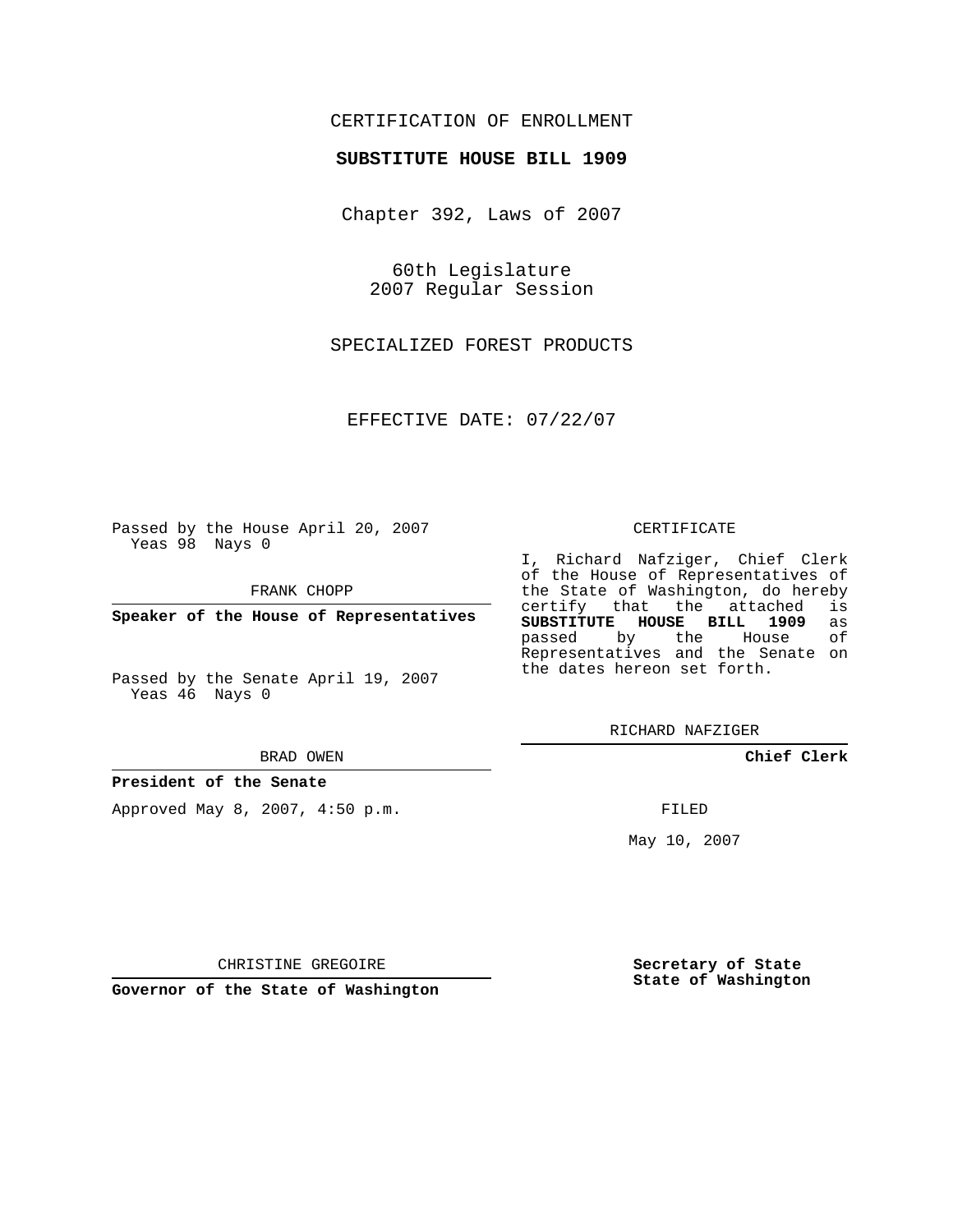CERTIFICATION OF ENROLLMENT

**SUBSTITUTE HOUSE BILL 1909**

Chapter 392, Laws of 2007

60th Legislature
2007 Regular Session

SPECIALIZED FOREST PRODUCTS

EFFECTIVE DATE: 07/22/07

Passed by the House April 20, 2007
Yeas 98 Nays 0

FRANK CHOPP

**Speaker of the House of Representatives**

Passed by the Senate April 19, 2007
Yeas 46 Nays 0

BRAD OWEN

**President of the Senate**

Approved May 8, 2007, 4:50 p.m.

CHRISTINE GREGOIRE

**Governor of the State of Washington**

CERTIFICATE

I, Richard Nafziger, Chief Clerk of the House of Representatives of the State of Washington, do hereby certify that the attached is **SUBSTITUTE HOUSE BILL 1909** as passed by the House of Representatives and the Senate on the dates hereon set forth.

RICHARD NAFZIGER

**Chief Clerk**

FILED

May 10, 2007

**Secretary of State**
**State of Washington**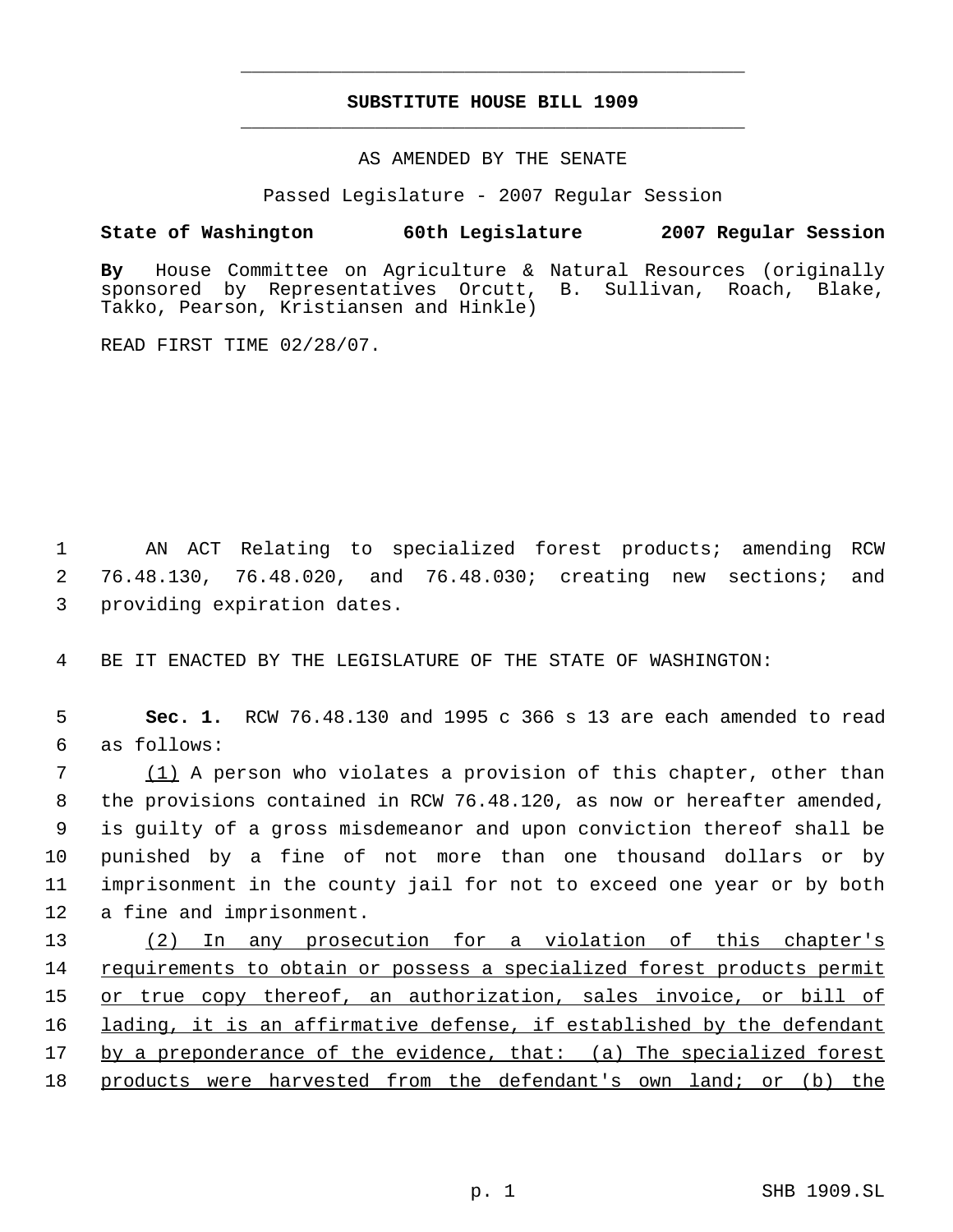# SUBSTITUTE HOUSE BILL 1909

AS AMENDED BY THE SENATE

Passed Legislature - 2007 Regular Session

**State of Washington 60th Legislature 2007 Regular Session**

**By** House Committee on Agriculture & Natural Resources (originally sponsored by Representatives Orcutt, B. Sullivan, Roach, Blake, Takko, Pearson, Kristiansen and Hinkle)

READ FIRST TIME 02/28/07.

AN ACT Relating to specialized forest products; amending RCW 76.48.130, 76.48.020, and 76.48.030; creating new sections; and providing expiration dates.

BE IT ENACTED BY THE LEGISLATURE OF THE STATE OF WASHINGTON:

**Sec. 1.** RCW 76.48.130 and 1995 c 366 s 13 are each amended to read as follows:

(1) A person who violates a provision of this chapter, other than the provisions contained in RCW 76.48.120, as now or hereafter amended, is guilty of a gross misdemeanor and upon conviction thereof shall be punished by a fine of not more than one thousand dollars or by imprisonment in the county jail for not to exceed one year or by both a fine and imprisonment.

(2) In any prosecution for a violation of this chapter's requirements to obtain or possess a specialized forest products permit or true copy thereof, an authorization, sales invoice, or bill of lading, it is an affirmative defense, if established by the defendant by a preponderance of the evidence, that: (a) The specialized forest products were harvested from the defendant's own land; or (b) the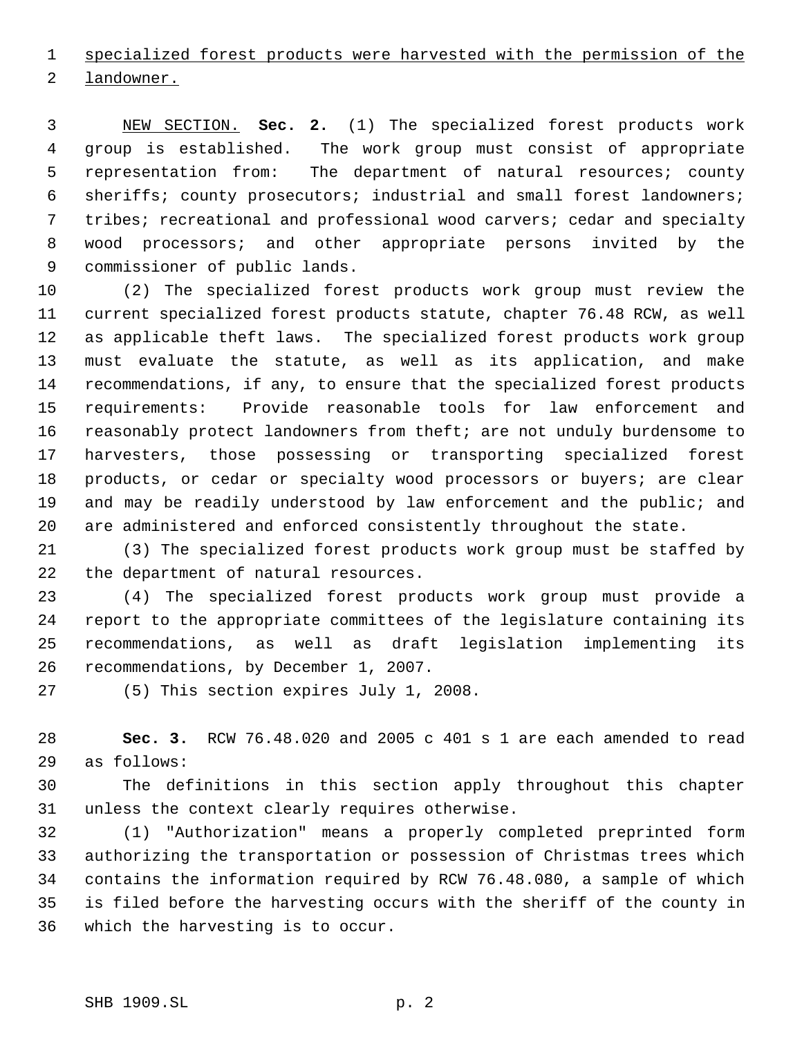specialized forest products were harvested with the permission of the landowner.

NEW SECTION. **Sec. 2.** (1) The specialized forest products work group is established. The work group must consist of appropriate representation from: The department of natural resources; county sheriffs; county prosecutors; industrial and small forest landowners; tribes; recreational and professional wood carvers; cedar and specialty wood processors; and other appropriate persons invited by the commissioner of public lands.

(2) The specialized forest products work group must review the current specialized forest products statute, chapter 76.48 RCW, as well as applicable theft laws. The specialized forest products work group must evaluate the statute, as well as its application, and make recommendations, if any, to ensure that the specialized forest products requirements: Provide reasonable tools for law enforcement and reasonably protect landowners from theft; are not unduly burdensome to harvesters, those possessing or transporting specialized forest products, or cedar or specialty wood processors or buyers; are clear and may be readily understood by law enforcement and the public; and are administered and enforced consistently throughout the state.

(3) The specialized forest products work group must be staffed by the department of natural resources.

(4) The specialized forest products work group must provide a report to the appropriate committees of the legislature containing its recommendations, as well as draft legislation implementing its recommendations, by December 1, 2007.

(5) This section expires July 1, 2008.

**Sec. 3.** RCW 76.48.020 and 2005 c 401 s 1 are each amended to read as follows:

The definitions in this section apply throughout this chapter unless the context clearly requires otherwise.

(1) "Authorization" means a properly completed preprinted form authorizing the transportation or possession of Christmas trees which contains the information required by RCW 76.48.080, a sample of which is filed before the harvesting occurs with the sheriff of the county in which the harvesting is to occur.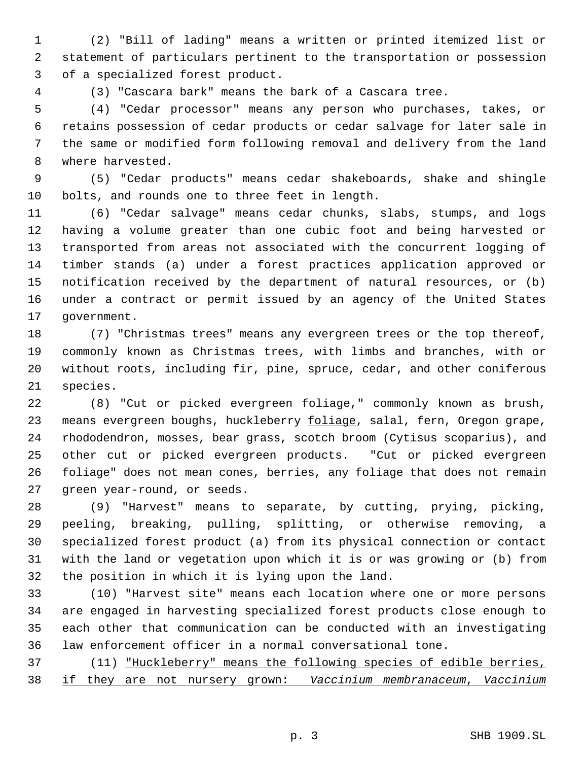(2) "Bill of lading" means a written or printed itemized list or statement of particulars pertinent to the transportation or possession of a specialized forest product.

(3) "Cascara bark" means the bark of a Cascara tree.

(4) "Cedar processor" means any person who purchases, takes, or retains possession of cedar products or cedar salvage for later sale in the same or modified form following removal and delivery from the land where harvested.

(5) "Cedar products" means cedar shakeboards, shake and shingle bolts, and rounds one to three feet in length.

(6) "Cedar salvage" means cedar chunks, slabs, stumps, and logs having a volume greater than one cubic foot and being harvested or transported from areas not associated with the concurrent logging of timber stands (a) under a forest practices application approved or notification received by the department of natural resources, or (b) under a contract or permit issued by an agency of the United States government.

(7) "Christmas trees" means any evergreen trees or the top thereof, commonly known as Christmas trees, with limbs and branches, with or without roots, including fir, pine, spruce, cedar, and other coniferous species.

(8) "Cut or picked evergreen foliage," commonly known as brush, means evergreen boughs, huckleberry foliage, salal, fern, Oregon grape, rhododendron, mosses, bear grass, scotch broom (Cytisus scoparius), and other cut or picked evergreen products. "Cut or picked evergreen foliage" does not mean cones, berries, any foliage that does not remain green year-round, or seeds.

(9) "Harvest" means to separate, by cutting, prying, picking, peeling, breaking, pulling, splitting, or otherwise removing, a specialized forest product (a) from its physical connection or contact with the land or vegetation upon which it is or was growing or (b) from the position in which it is lying upon the land.

(10) "Harvest site" means each location where one or more persons are engaged in harvesting specialized forest products close enough to each other that communication can be conducted with an investigating law enforcement officer in a normal conversational tone.

(11) "Huckleberry" means the following species of edible berries, if they are not nursery grown: *Vaccinium membranaceum, Vaccinium*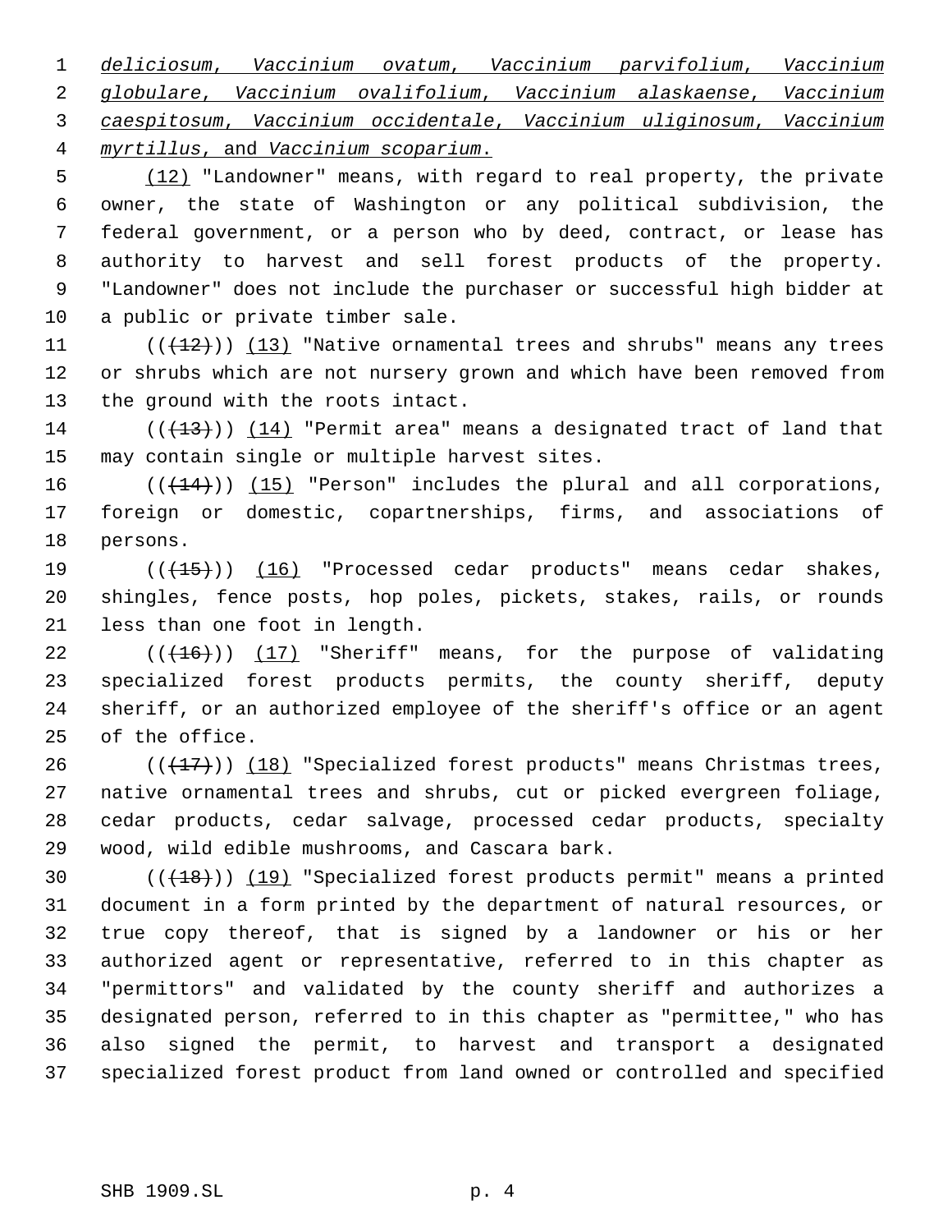*deliciosum, Vaccinium ovatum, Vaccinium parvifolium, Vaccinium globulare, Vaccinium ovalifolium, Vaccinium alaskaense, Vaccinium caespitosum, Vaccinium occidentale, Vaccinium uliginosum, Vaccinium myrtillus,* and *Vaccinium scoparium.*

(12) "Landowner" means, with regard to real property, the private owner, the state of Washington or any political subdivision, the federal government, or a person who by deed, contract, or lease has authority to harvest and sell forest products of the property. "Landowner" does not include the purchaser or successful high bidder at a public or private timber sale.

(((12))) (13) "Native ornamental trees and shrubs" means any trees or shrubs which are not nursery grown and which have been removed from the ground with the roots intact.

(((13))) (14) "Permit area" means a designated tract of land that may contain single or multiple harvest sites.

(((14))) (15) "Person" includes the plural and all corporations, foreign or domestic, copartnerships, firms, and associations of persons.

(((15))) (16) "Processed cedar products" means cedar shakes, shingles, fence posts, hop poles, pickets, stakes, rails, or rounds less than one foot in length.

(((16))) (17) "Sheriff" means, for the purpose of validating specialized forest products permits, the county sheriff, deputy sheriff, or an authorized employee of the sheriff's office or an agent of the office.

(((17))) (18) "Specialized forest products" means Christmas trees, native ornamental trees and shrubs, cut or picked evergreen foliage, cedar products, cedar salvage, processed cedar products, specialty wood, wild edible mushrooms, and Cascara bark.

(((18))) (19) "Specialized forest products permit" means a printed document in a form printed by the department of natural resources, or true copy thereof, that is signed by a landowner or his or her authorized agent or representative, referred to in this chapter as "permittors" and validated by the county sheriff and authorizes a designated person, referred to in this chapter as "permittee," who has also signed the permit, to harvest and transport a designated specialized forest product from land owned or controlled and specified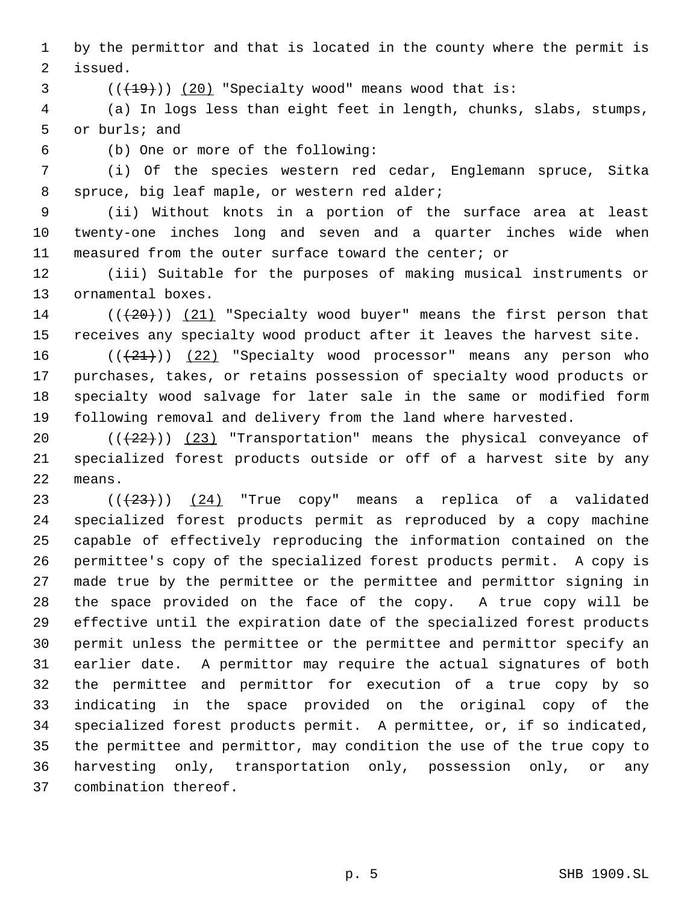by the permittor and that is located in the county where the permit is issued.

(((19))) (20) "Specialty wood" means wood that is:

(a) In logs less than eight feet in length, chunks, slabs, stumps, or burls; and

(b) One or more of the following:

(i) Of the species western red cedar, Englemann spruce, Sitka spruce, big leaf maple, or western red alder;

(ii) Without knots in a portion of the surface area at least twenty-one inches long and seven and a quarter inches wide when measured from the outer surface toward the center; or

(iii) Suitable for the purposes of making musical instruments or ornamental boxes.

(((20))) (21) "Specialty wood buyer" means the first person that receives any specialty wood product after it leaves the harvest site.

(((21))) (22) "Specialty wood processor" means any person who purchases, takes, or retains possession of specialty wood products or specialty wood salvage for later sale in the same or modified form following removal and delivery from the land where harvested.

(((22))) (23) "Transportation" means the physical conveyance of specialized forest products outside or off of a harvest site by any means.

(((23))) (24) "True copy" means a replica of a validated specialized forest products permit as reproduced by a copy machine capable of effectively reproducing the information contained on the permittee's copy of the specialized forest products permit. A copy is made true by the permittee or the permittee and permittor signing in the space provided on the face of the copy. A true copy will be effective until the expiration date of the specialized forest products permit unless the permittee or the permittee and permittor specify an earlier date. A permittor may require the actual signatures of both the permittee and permittor for execution of a true copy by so indicating in the space provided on the original copy of the specialized forest products permit. A permittee, or, if so indicated, the permittee and permittor, may condition the use of the true copy to harvesting only, transportation only, possession only, or any combination thereof.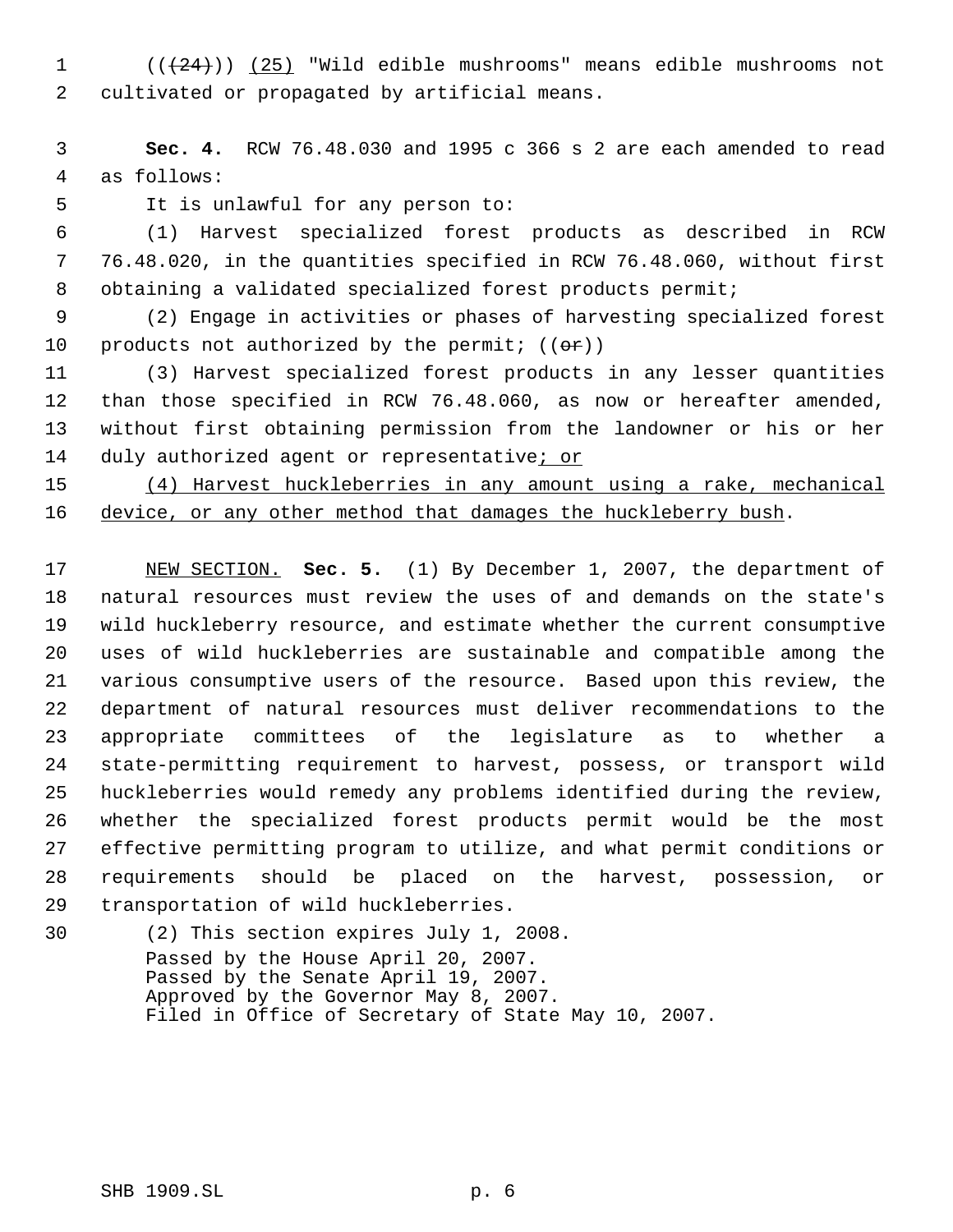((~~(24)~~)) <u>(25)</u> "Wild edible mushrooms" means edible mushrooms not cultivated or propagated by artificial means.

**Sec. 4.** RCW 76.48.030 and 1995 c 366 s 2 are each amended to read as follows:

It is unlawful for any person to:

(1) Harvest specialized forest products as described in RCW 76.48.020, in the quantities specified in RCW 76.48.060, without first obtaining a validated specialized forest products permit;

(2) Engage in activities or phases of harvesting specialized forest products not authorized by the permit; ((~~or~~))

(3) Harvest specialized forest products in any lesser quantities than those specified in RCW 76.48.060, as now or hereafter amended, without first obtaining permission from the landowner or his or her duly authorized agent or representative<u>; or</u>

<u>(4) Harvest huckleberries in any amount using a rake, mechanical device, or any other method that damages the huckleberry bush</u>.

<u>NEW SECTION.</u> **Sec. 5.** (1) By December 1, 2007, the department of natural resources must review the uses of and demands on the state's wild huckleberry resource, and estimate whether the current consumptive uses of wild huckleberries are sustainable and compatible among the various consumptive users of the resource. Based upon this review, the department of natural resources must deliver recommendations to the appropriate committees of the legislature as to whether a state-permitting requirement to harvest, possess, or transport wild huckleberries would remedy any problems identified during the review, whether the specialized forest products permit would be the most effective permitting program to utilize, and what permit conditions or requirements should be placed on the harvest, possession, or transportation of wild huckleberries.

(2) This section expires July 1, 2008.

Passed by the House April 20, 2007.
Passed by the Senate April 19, 2007.
Approved by the Governor May 8, 2007.
Filed in Office of Secretary of State May 10, 2007.